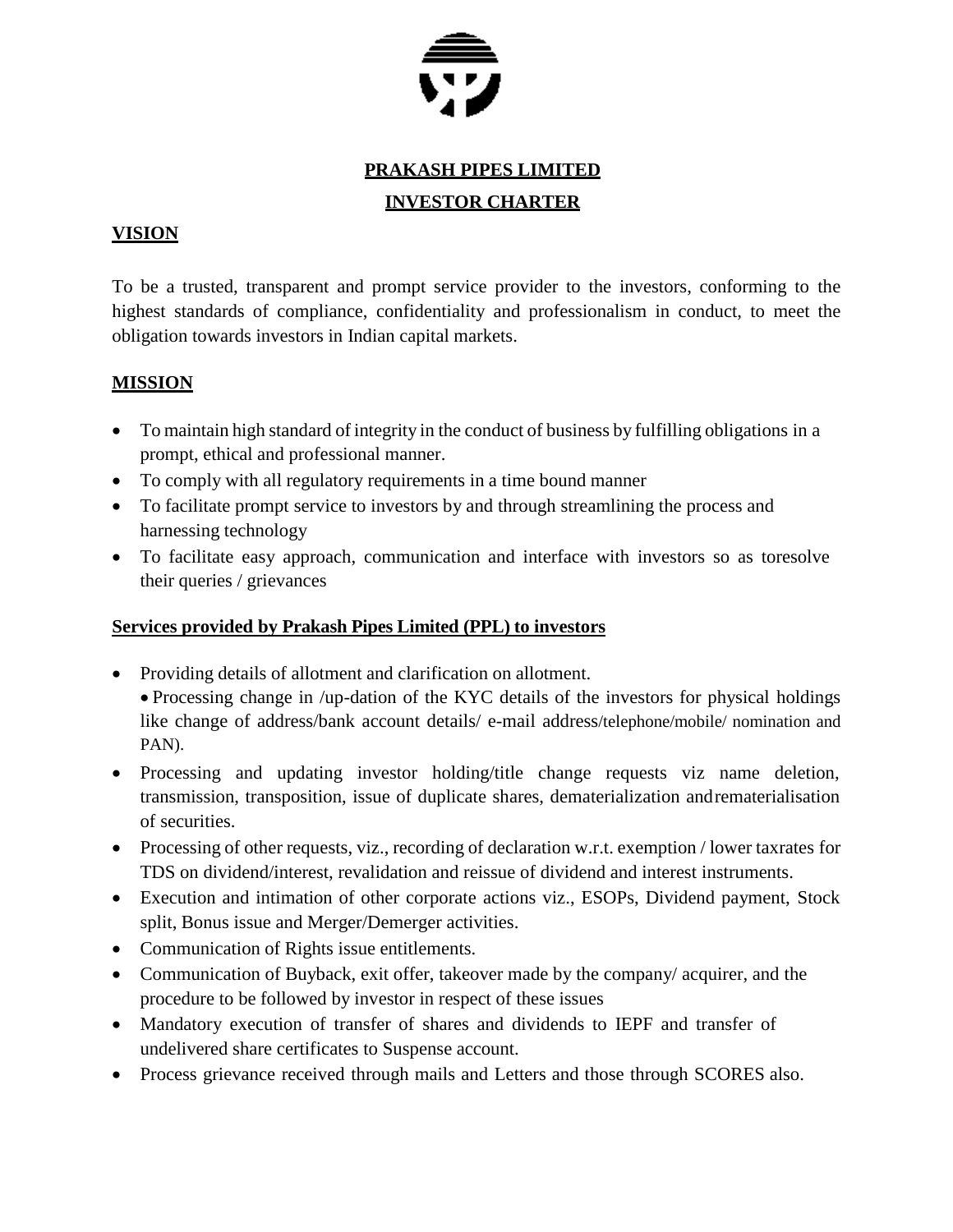**PRAKASH PIPES LIMITED**

**INVESTOR CHARTER**

## VISION

To be a trusted, transparent and prompt service provider to the investors, conforming to the highest standards of compliance, confidentiality and professionalism in conduct, to meet the obligation towards investors in Indian capital markets.

## MISSION

- To maintain high standard of integrity in the conduct of business by fulfilling obligations in a prompt, ethical and professional manner.
- To comply with all regulatory requirements in a time bound manner
- To facilitate prompt service to investors by and through streamlining the process and harnessing technology
- To facilitate easy approach, communication and interface with investors so as toresolve their queries / grievances

## Services provided by Prakash Pipes Limited (PPL) to investors

- Providing details of allotment and clarification on allotment.
- Processing change in /up-dation of the KYC details of the investors for physical holdings like change of address/bank account details/ e-mail address/telephone/mobile/ nomination and PAN).
- Processing and updating investor holding/title change requests viz name deletion, transmission, transposition, issue of duplicate shares, dematerialization andrematerialisation of securities.
- Processing of other requests, viz., recording of declaration w.r.t. exemption / lower taxrates for TDS on dividend/interest, revalidation and reissue of dividend and interest instruments.
- Execution and intimation of other corporate actions viz., ESOPs, Dividend payment, Stock split, Bonus issue and Merger/Demerger activities.
- Communication of Rights issue entitlements.
- Communication of Buyback, exit offer, takeover made by the company/ acquirer, and the procedure to be followed by investor in respect of these issues
- Mandatory execution of transfer of shares and dividends to IEPF and transfer of undelivered share certificates to Suspense account.
- Process grievance received through mails and Letters and those through SCORES also.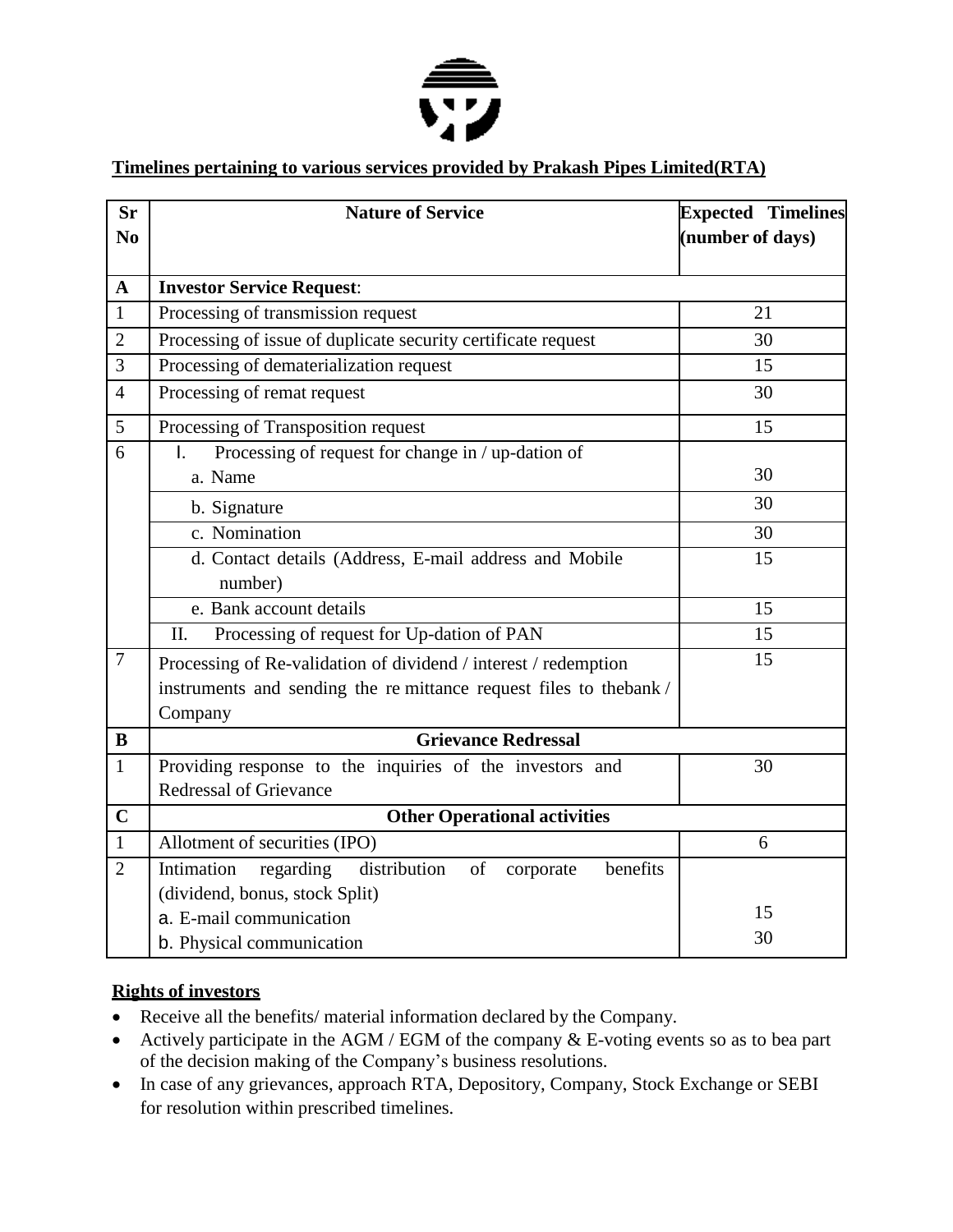## Timelines pertaining to various services provided by Prakash Pipes Limited(RTA)

| Sr No | Nature of Service | Expected Timelines (number of days) |
|---|---|---|
| **A** | **Investor Service Request**: | |
| 1 | Processing of transmission request | 21 |
| 2 | Processing of issue of duplicate security certificate request | 30 |
| 3 | Processing of dematerialization request | 15 |
| 4 | Processing of remat request | 30 |
| 5 | Processing of Transposition request | 15 |
| 6 | I. Processing of request for change in / up-dation of<br>a. Name | 30 |
| | b. Signature | 30 |
| | c. Nomination | 30 |
| | d. Contact details (Address, E-mail address and Mobile number) | 15 |
| | e. Bank account details | 15 |
| | II. Processing of request for Up-dation of PAN | 15 |
| 7 | Processing of Re-validation of dividend / interest / redemption instruments and sending the re mittance request files to thebank / Company | 15 |
| **B** | **Grievance Redressal** | |
| 1 | Providing response to the inquiries of the investors and Redressal of Grievance | 30 |
| **C** | **Other Operational activities** | |
| 1 | Allotment of securities (IPO) | 6 |
| 2 | Intimation regarding distribution of corporate benefits (dividend, bonus, stock Split)<br>a. E-mail communication<br>b. Physical communication | <br><br>15<br>30 |

## Rights of investors

- Receive all the benefits/ material information declared by the Company.
- Actively participate in the AGM / EGM of the company & E-voting events so as to bea part of the decision making of the Company's business resolutions.
- In case of any grievances, approach RTA, Depository, Company, Stock Exchange or SEBI for resolution within prescribed timelines.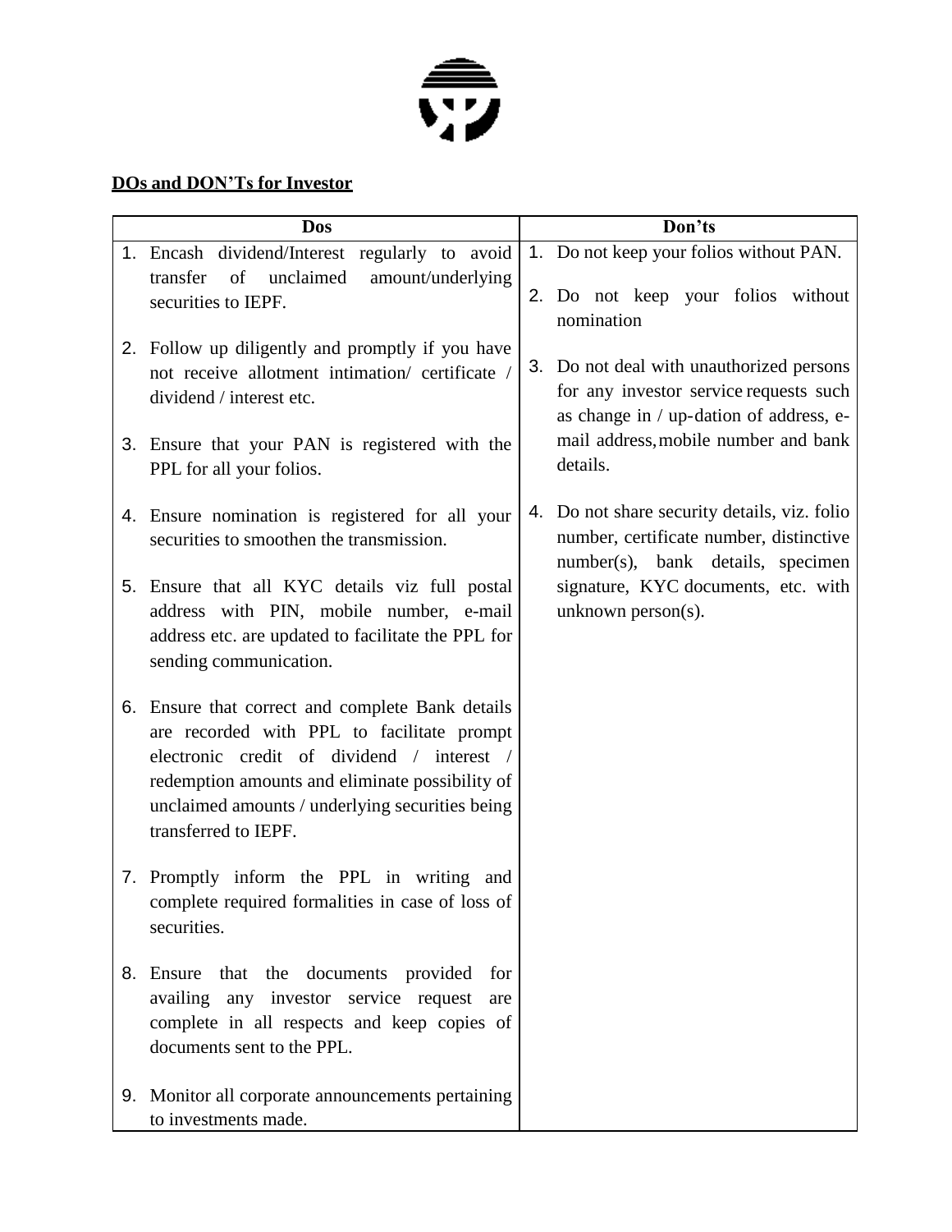**DOs and DON'Ts for Investor**

| Dos | Don'ts |
|---|---|
| 1. Encash dividend/Interest regularly to avoid transfer of unclaimed amount/underlying securities to IEPF.<br><br>2. Follow up diligently and promptly if you have not receive allotment intimation/ certificate / dividend / interest etc.<br><br>3. Ensure that your PAN is registered with the PPL for all your folios.<br><br>4. Ensure nomination is registered for all your securities to smoothen the transmission.<br><br>5. Ensure that all KYC details viz full postal address with PIN, mobile number, e-mail address etc. are updated to facilitate the PPL for sending communication.<br><br>6. Ensure that correct and complete Bank details are recorded with PPL to facilitate prompt electronic credit of dividend / interest / redemption amounts and eliminate possibility of unclaimed amounts / underlying securities being transferred to IEPF.<br><br>7. Promptly inform the PPL in writing and complete required formalities in case of loss of securities.<br><br>8. Ensure that the documents provided for availing any investor service request are complete in all respects and keep copies of documents sent to the PPL.<br><br>9. Monitor all corporate announcements pertaining to investments made. | 1. Do not keep your folios without PAN.<br><br>2. Do not keep your folios without nomination<br><br>3. Do not deal with unauthorized persons for any investor service requests such as change in / up-dation of address, e-mail address, mobile number and bank details.<br><br>4. Do not share security details, viz. folio number, certificate number, distinctive number(s), bank details, specimen signature, KYC documents, etc. with unknown person(s). |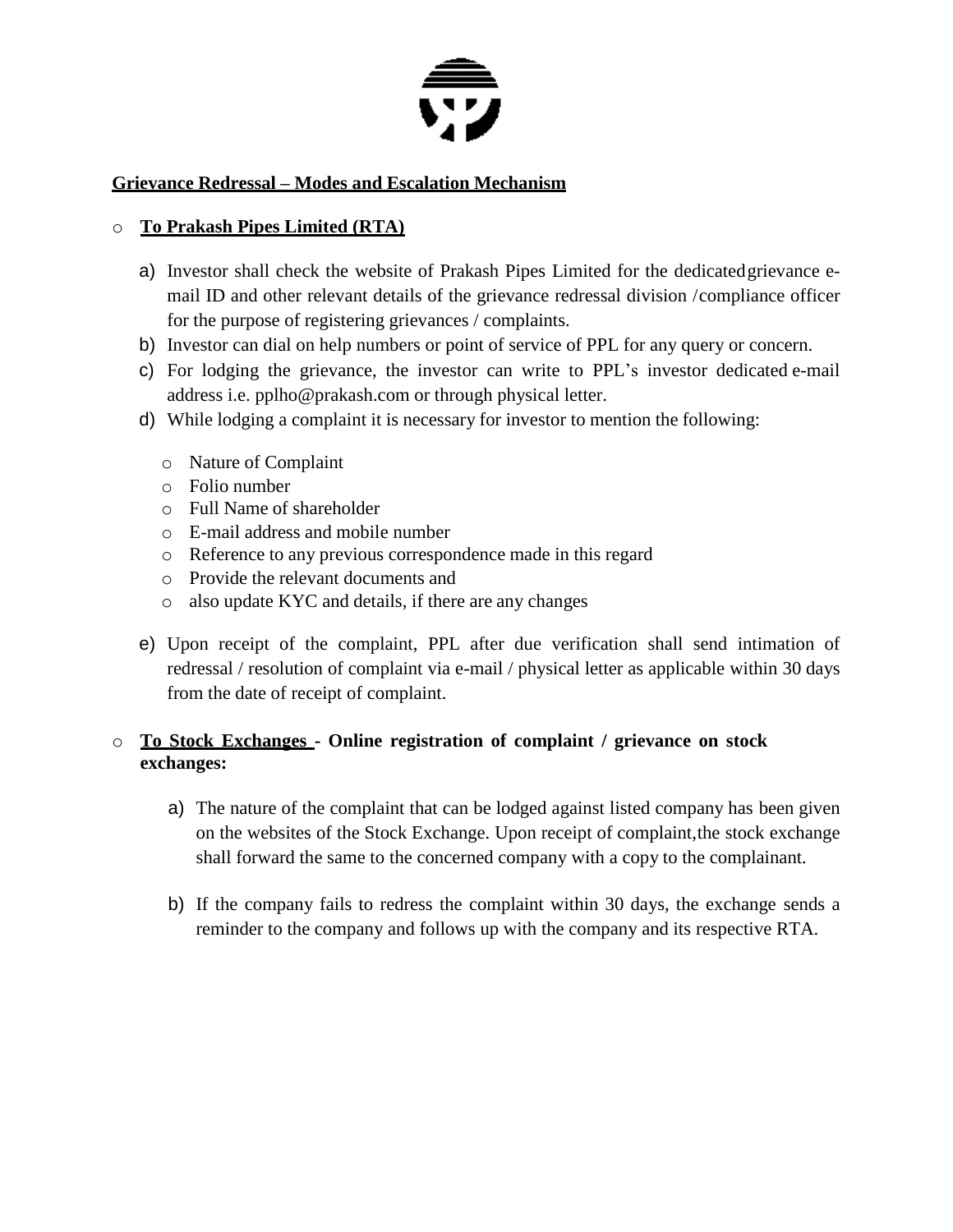## Grievance Redressal – Modes and Escalation Mechanism

- **To Prakash Pipes Limited (RTA)**

  a) Investor shall check the website of Prakash Pipes Limited for the dedicated grievance e-mail ID and other relevant details of the grievance redressal division / compliance officer for the purpose of registering grievances / complaints.

  b) Investor can dial on help numbers or point of service of PPL for any query or concern.

  c) For lodging the grievance, the investor can write to PPL's investor dedicated e-mail address i.e. pplho@prakash.com or through physical letter.

  d) While lodging a complaint it is necessary for investor to mention the following:

     - Nature of Complaint
     - Folio number
     - Full Name of shareholder
     - E-mail address and mobile number
     - Reference to any previous correspondence made in this regard
     - Provide the relevant documents and
     - also update KYC and details, if there are any changes

  e) Upon receipt of the complaint, PPL after due verification shall send intimation of redressal / resolution of complaint via e-mail / physical letter as applicable within 30 days from the date of receipt of complaint.

- **To Stock Exchanges - Online registration of complaint / grievance on stock exchanges:**

  a) The nature of the complaint that can be lodged against listed company has been given on the websites of the Stock Exchange. Upon receipt of complaint, the stock exchange shall forward the same to the concerned company with a copy to the complainant.

  b) If the company fails to redress the complaint within 30 days, the exchange sends a reminder to the company and follows up with the company and its respective RTA.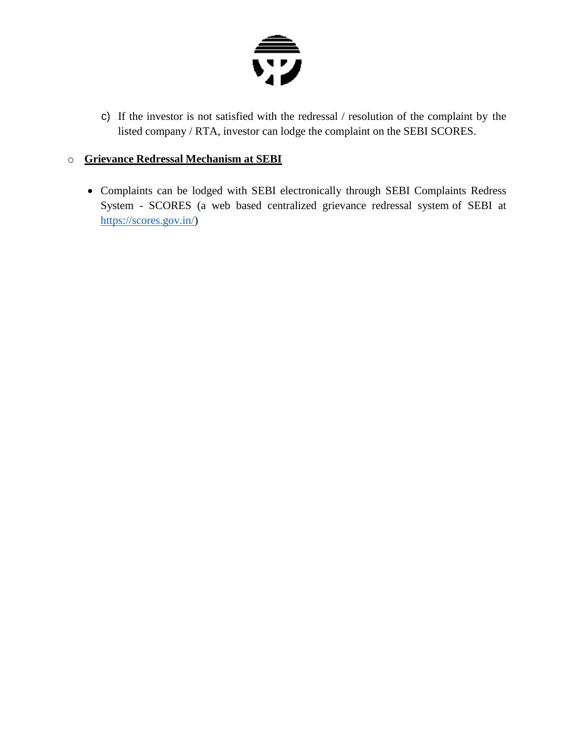c) If the investor is not satisfied with the redressal / resolution of the complaint by the listed company / RTA, investor can lodge the complaint on the SEBI SCORES.

- **<u>Grievance Redressal Mechanism at SEBI</u>**

  - Complaints can be lodged with SEBI electronically through SEBI Complaints Redress System - SCORES (a web based centralized grievance redressal system of SEBI at https://scores.gov.in/)